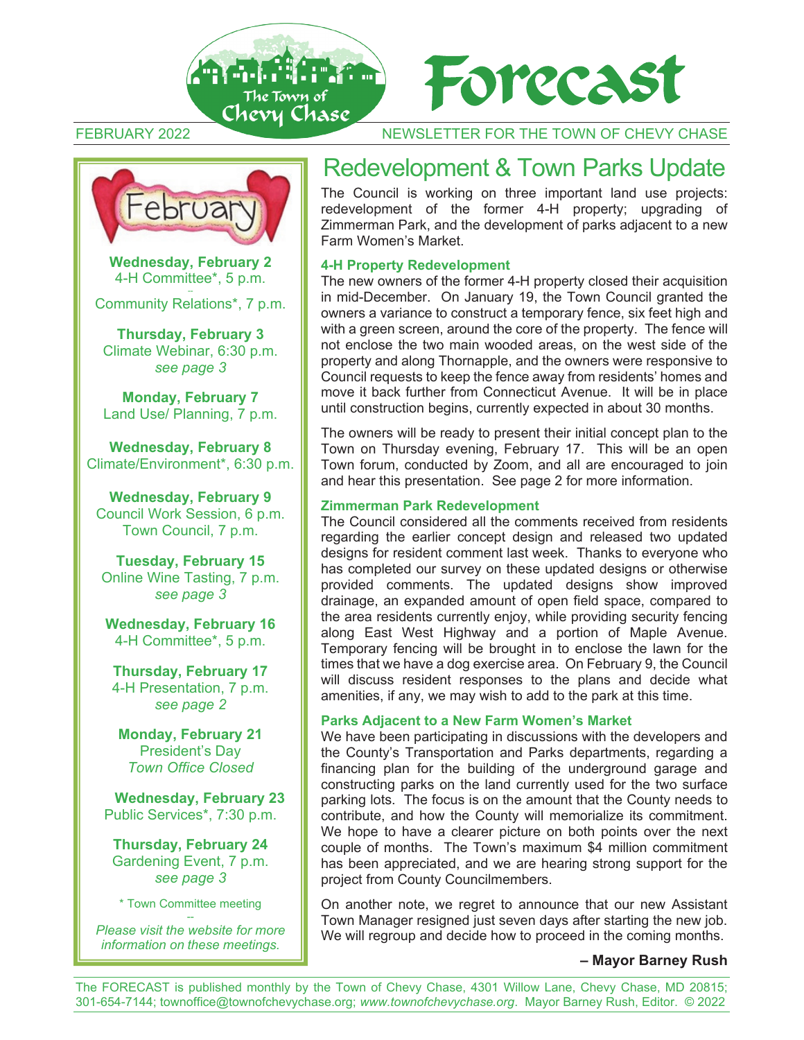# Forecast

The Town of Chevy Chase

FEBRUARY 2022 — NEWSLETTER FOR THE TOWN OF CHEVY CHASE

## February

**Wednesday, February 2**
4-H Committee*, 5 p.m.
--
Community Relations*, 7 p.m.

**Thursday, February 3**
Climate Webinar, 6:30 p.m.
*see page 3*

**Monday, February 7**
Land Use/ Planning, 7 p.m.

**Wednesday, February 8**
Climate/Environment*, 6:30 p.m.

**Wednesday, February 9**
Council Work Session, 6 p.m.
Town Council, 7 p.m.

**Tuesday, February 15**
Online Wine Tasting, 7 p.m.
*see page 3*

**Wednesday, February 16**
4-H Committee*, 5 p.m.

**Thursday, February 17**
4-H Presentation, 7 p.m.
*see page 2*

**Monday, February 21**
President's Day
*Town Office Closed*

**Wednesday, February 23**
Public Services*, 7:30 p.m.

**Thursday, February 24**
Gardening Event, 7 p.m.
*see page 3*

* Town Committee meeting
--
*Please visit the website for more information on these meetings.*

# Redevelopment & Town Parks Update

The Council is working on three important land use projects: redevelopment of the former 4-H property; upgrading of Zimmerman Park, and the development of parks adjacent to a new Farm Women's Market.

### 4-H Property Redevelopment

The new owners of the former 4-H property closed their acquisition in mid-December. On January 19, the Town Council granted the owners a variance to construct a temporary fence, six feet high and with a green screen, around the core of the property. The fence will not enclose the two main wooded areas, on the west side of the property and along Thornapple, and the owners were responsive to Council requests to keep the fence away from residents' homes and move it back further from Connecticut Avenue. It will be in place until construction begins, currently expected in about 30 months.

The owners will be ready to present their initial concept plan to the Town on Thursday evening, February 17. This will be an open Town forum, conducted by Zoom, and all are encouraged to join and hear this presentation. See page 2 for more information.

### Zimmerman Park Redevelopment

The Council considered all the comments received from residents regarding the earlier concept design and released two updated designs for resident comment last week. Thanks to everyone who has completed our survey on these updated designs or otherwise provided comments. The updated designs show improved drainage, an expanded amount of open field space, compared to the area residents currently enjoy, while providing security fencing along East West Highway and a portion of Maple Avenue. Temporary fencing will be brought in to enclose the lawn for the times that we have a dog exercise area. On February 9, the Council will discuss resident responses to the plans and decide what amenities, if any, we may wish to add to the park at this time.

### Parks Adjacent to a New Farm Women's Market

We have been participating in discussions with the developers and the County's Transportation and Parks departments, regarding a financing plan for the building of the underground garage and constructing parks on the land currently used for the two surface parking lots. The focus is on the amount that the County needs to contribute, and how the County will memorialize its commitment. We hope to have a clearer picture on both points over the next couple of months. The Town's maximum $4 million commitment has been appreciated, and we are hearing strong support for the project from County Councilmembers.

On another note, we regret to announce that our new Assistant Town Manager resigned just seven days after starting the new job. We will regroup and decide how to proceed in the coming months.

**– Mayor Barney Rush**

The FORECAST is published monthly by the Town of Chevy Chase, 4301 Willow Lane, Chevy Chase, MD 20815; 301-654-7144; townoffice@townofchevychase.org; *www.townofchevychase.org*. Mayor Barney Rush, Editor. © 2022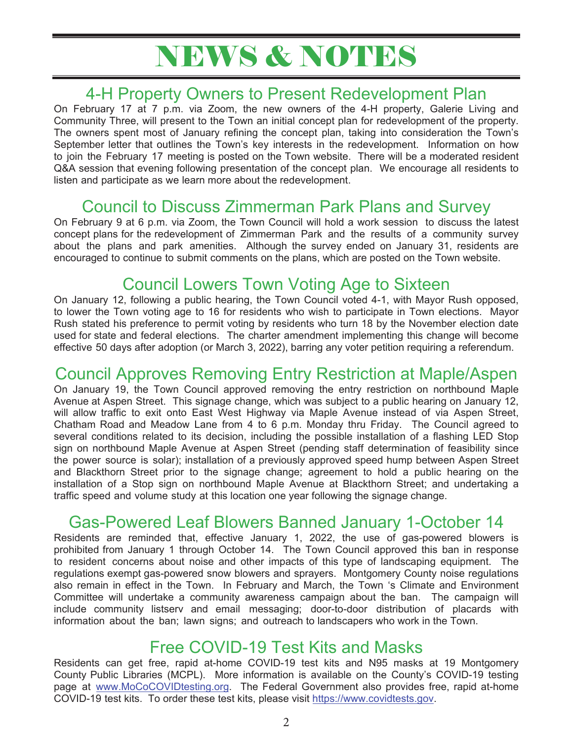# NEWS & NOTES

## 4-H Property Owners to Present Redevelopment Plan

On February 17 at 7 p.m. via Zoom, the new owners of the 4-H property, Galerie Living and Community Three, will present to the Town an initial concept plan for redevelopment of the property. The owners spent most of January refining the concept plan, taking into consideration the Town's September letter that outlines the Town's key interests in the redevelopment. Information on how to join the February 17 meeting is posted on the Town website. There will be a moderated resident Q&A session that evening following presentation of the concept plan. We encourage all residents to listen and participate as we learn more about the redevelopment.

## Council to Discuss Zimmerman Park Plans and Survey

On February 9 at 6 p.m. via Zoom, the Town Council will hold a work session to discuss the latest concept plans for the redevelopment of Zimmerman Park and the results of a community survey about the plans and park amenities. Although the survey ended on January 31, residents are encouraged to continue to submit comments on the plans, which are posted on the Town website.

## Council Lowers Town Voting Age to Sixteen

On January 12, following a public hearing, the Town Council voted 4-1, with Mayor Rush opposed, to lower the Town voting age to 16 for residents who wish to participate in Town elections. Mayor Rush stated his preference to permit voting by residents who turn 18 by the November election date used for state and federal elections. The charter amendment implementing this change will become effective 50 days after adoption (or March 3, 2022), barring any voter petition requiring a referendum.

## Council Approves Removing Entry Restriction at Maple/Aspen

On January 19, the Town Council approved removing the entry restriction on northbound Maple Avenue at Aspen Street. This signage change, which was subject to a public hearing on January 12, will allow traffic to exit onto East West Highway via Maple Avenue instead of via Aspen Street, Chatham Road and Meadow Lane from 4 to 6 p.m. Monday thru Friday. The Council agreed to several conditions related to its decision, including the possible installation of a flashing LED Stop sign on northbound Maple Avenue at Aspen Street (pending staff determination of feasibility since the power source is solar); installation of a previously approved speed hump between Aspen Street and Blackthorn Street prior to the signage change; agreement to hold a public hearing on the installation of a Stop sign on northbound Maple Avenue at Blackthorn Street; and undertaking a traffic speed and volume study at this location one year following the signage change.

## Gas-Powered Leaf Blowers Banned January 1-October 14

Residents are reminded that, effective January 1, 2022, the use of gas-powered blowers is prohibited from January 1 through October 14. The Town Council approved this ban in response to resident concerns about noise and other impacts of this type of landscaping equipment. The regulations exempt gas-powered snow blowers and sprayers. Montgomery County noise regulations also remain in effect in the Town. In February and March, the Town 's Climate and Environment Committee will undertake a community awareness campaign about the ban. The campaign will include community listserv and email messaging; door-to-door distribution of placards with information about the ban; lawn signs; and outreach to landscapers who work in the Town.

## Free COVID-19 Test Kits and Masks

Residents can get free, rapid at-home COVID-19 test kits and N95 masks at 19 Montgomery County Public Libraries (MCPL). More information is available on the County's COVID-19 testing page at www.MoCoCOVIDtesting.org. The Federal Government also provides free, rapid at-home COVID-19 test kits. To order these test kits, please visit https://www.covidtests.gov.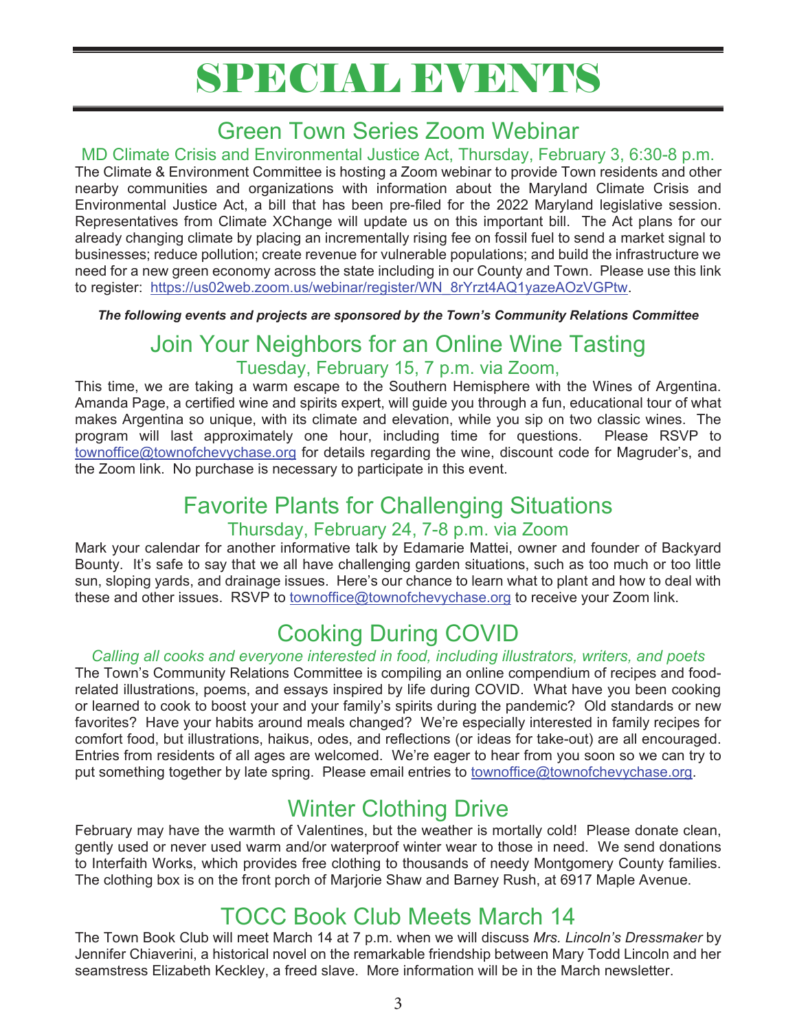# SPECIAL EVENTS

## Green Town Series Zoom Webinar

### MD Climate Crisis and Environmental Justice Act, Thursday, February 3, 6:30-8 p.m.

The Climate & Environment Committee is hosting a Zoom webinar to provide Town residents and other nearby communities and organizations with information about the Maryland Climate Crisis and Environmental Justice Act, a bill that has been pre-filed for the 2022 Maryland legislative session. Representatives from Climate XChange will update us on this important bill. The Act plans for our already changing climate by placing an incrementally rising fee on fossil fuel to send a market signal to businesses; reduce pollution; create revenue for vulnerable populations; and build the infrastructure we need for a new green economy across the state including in our County and Town. Please use this link to register: https://us02web.zoom.us/webinar/register/WN_8rYrzt4AQ1yazeAOzVGPtw.

***The following events and projects are sponsored by the Town's Community Relations Committee***

## Join Your Neighbors for an Online Wine Tasting

### Tuesday, February 15, 7 p.m. via Zoom,

This time, we are taking a warm escape to the Southern Hemisphere with the Wines of Argentina. Amanda Page, a certified wine and spirits expert, will guide you through a fun, educational tour of what makes Argentina so unique, with its climate and elevation, while you sip on two classic wines. The program will last approximately one hour, including time for questions. Please RSVP to townoffice@townofchevychase.org for details regarding the wine, discount code for Magruder's, and the Zoom link. No purchase is necessary to participate in this event.

## Favorite Plants for Challenging Situations

### Thursday, February 24, 7-8 p.m. via Zoom

Mark your calendar for another informative talk by Edamarie Mattei, owner and founder of Backyard Bounty. It's safe to say that we all have challenging garden situations, such as too much or too little sun, sloping yards, and drainage issues. Here's our chance to learn what to plant and how to deal with these and other issues. RSVP to townoffice@townofchevychase.org to receive your Zoom link.

## Cooking During COVID

*Calling all cooks and everyone interested in food, including illustrators, writers, and poets*

The Town's Community Relations Committee is compiling an online compendium of recipes and food-related illustrations, poems, and essays inspired by life during COVID. What have you been cooking or learned to cook to boost your and your family's spirits during the pandemic? Old standards or new favorites? Have your habits around meals changed? We're especially interested in family recipes for comfort food, but illustrations, haikus, odes, and reflections (or ideas for take-out) are all encouraged. Entries from residents of all ages are welcomed. We're eager to hear from you soon so we can try to put something together by late spring. Please email entries to townoffice@townofchevychase.org.

## Winter Clothing Drive

February may have the warmth of Valentines, but the weather is mortally cold! Please donate clean, gently used or never used warm and/or waterproof winter wear to those in need. We send donations to Interfaith Works, which provides free clothing to thousands of needy Montgomery County families. The clothing box is on the front porch of Marjorie Shaw and Barney Rush, at 6917 Maple Avenue.

## TOCC Book Club Meets March 14

The Town Book Club will meet March 14 at 7 p.m. when we will discuss *Mrs. Lincoln's Dressmaker* by Jennifer Chiaverini, a historical novel on the remarkable friendship between Mary Todd Lincoln and her seamstress Elizabeth Keckley, a freed slave. More information will be in the March newsletter.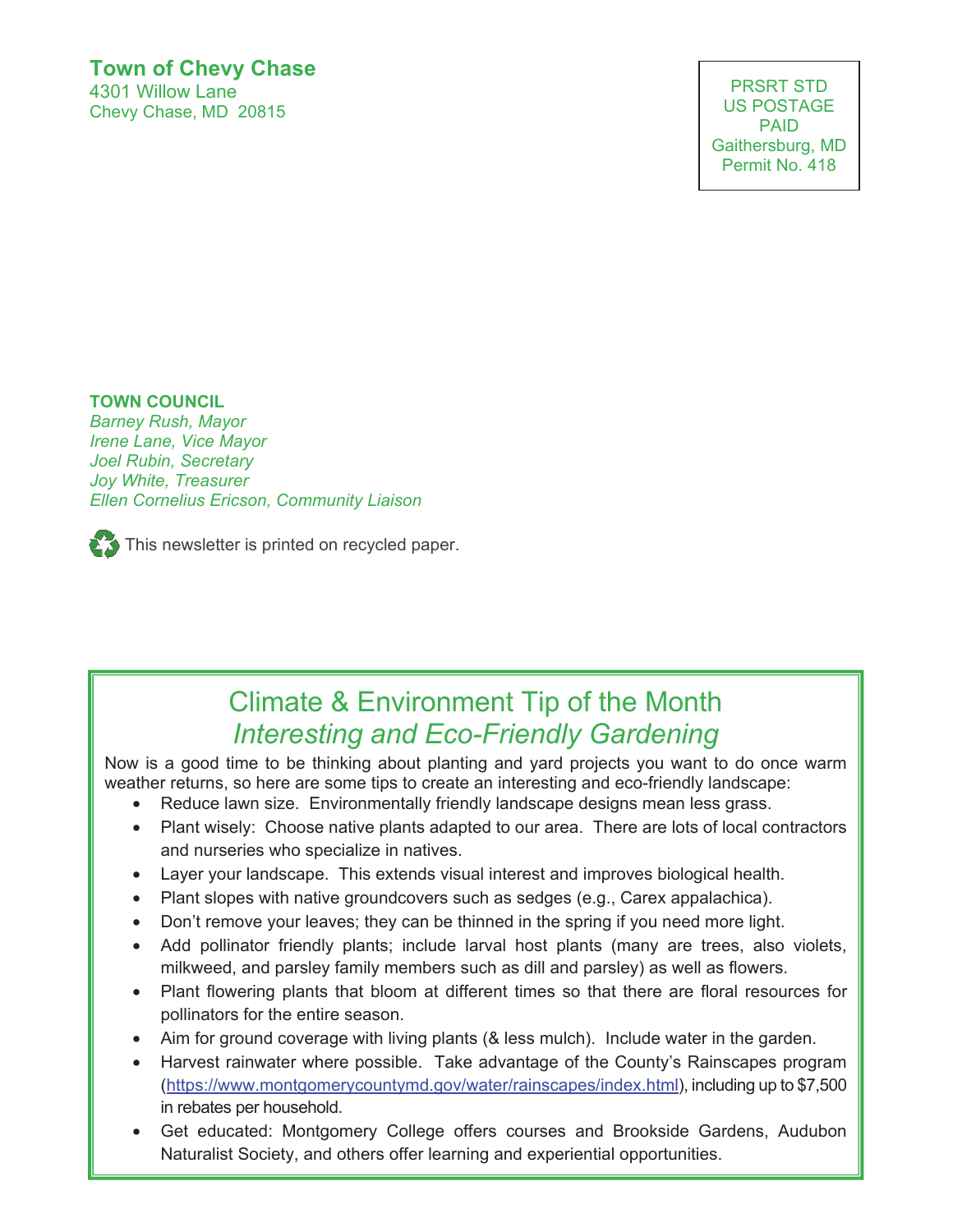**Town of Chevy Chase**
4301 Willow Lane
Chevy Chase, MD 20815

PRSRT STD
US POSTAGE
PAID
Gaithersburg, MD
Permit No. 418

**TOWN COUNCIL**
*Barney Rush, Mayor*
*Irene Lane, Vice Mayor*
*Joel Rubin, Secretary*
*Joy White, Treasurer*
*Ellen Cornelius Ericson, Community Liaison*

This newsletter is printed on recycled paper.

## Climate & Environment Tip of the Month

### *Interesting and Eco-Friendly Gardening*

Now is a good time to be thinking about planting and yard projects you want to do once warm weather returns, so here are some tips to create an interesting and eco-friendly landscape:

- Reduce lawn size. Environmentally friendly landscape designs mean less grass.
- Plant wisely: Choose native plants adapted to our area. There are lots of local contractors and nurseries who specialize in natives.
- Layer your landscape. This extends visual interest and improves biological health.
- Plant slopes with native groundcovers such as sedges (e.g., Carex appalachica).
- Don't remove your leaves; they can be thinned in the spring if you need more light.
- Add pollinator friendly plants; include larval host plants (many are trees, also violets, milkweed, and parsley family members such as dill and parsley) as well as flowers.
- Plant flowering plants that bloom at different times so that there are floral resources for pollinators for the entire season.
- Aim for ground coverage with living plants (& less mulch). Include water in the garden.
- Harvest rainwater where possible. Take advantage of the County's Rainscapes program (https://www.montgomerycountymd.gov/water/rainscapes/index.html), including up to $7,500 in rebates per household.
- Get educated: Montgomery College offers courses and Brookside Gardens, Audubon Naturalist Society, and others offer learning and experiential opportunities.